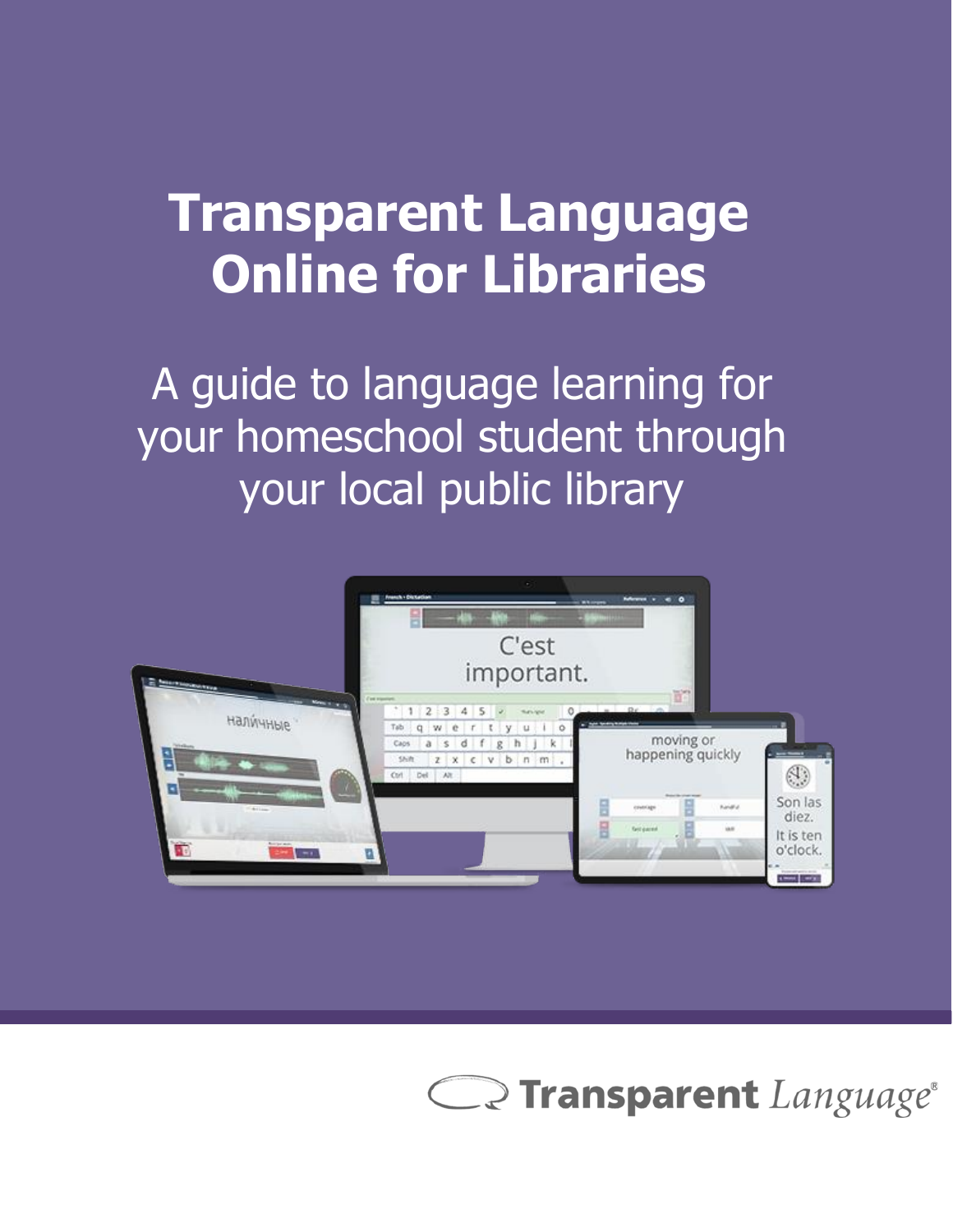# Transparent Language Online for Libraries

A guide to language learning for your homeschool student through your local public library

Transparent Language®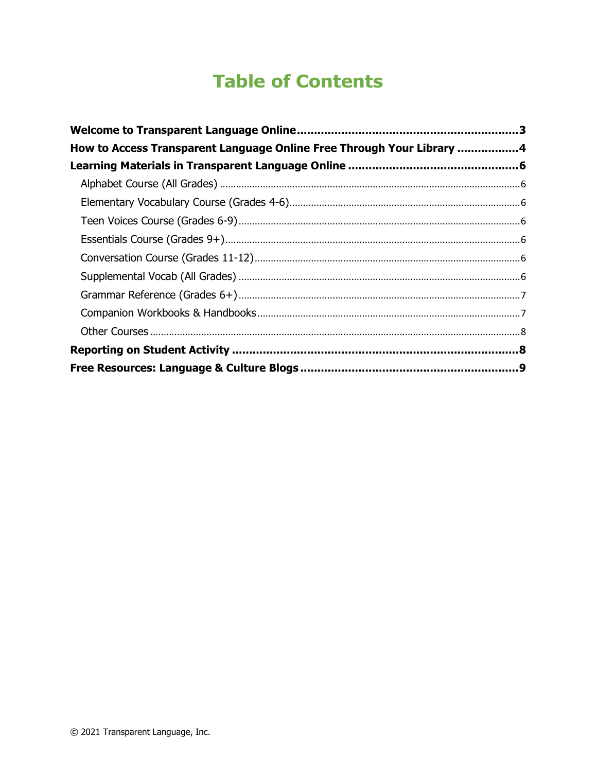# Table of Contents

**Welcome to Transparent Language Online....3**

**How to Access Transparent Language Online Free Through Your Library....4**

**Learning Materials in Transparent Language Online....6**

- Alphabet Course (All Grades)....6
- Elementary Vocabulary Course (Grades 4-6)....6
- Teen Voices Course (Grades 6-9)....6
- Essentials Course (Grades 9+)....6
- Conversation Course (Grades 11-12)....6
- Supplemental Vocab (All Grades)....6
- Grammar Reference (Grades 6+)....7
- Companion Workbooks & Handbooks....7
- Other Courses....8

**Reporting on Student Activity....8**

**Free Resources: Language & Culture Blogs....9**

© 2021 Transparent Language, Inc.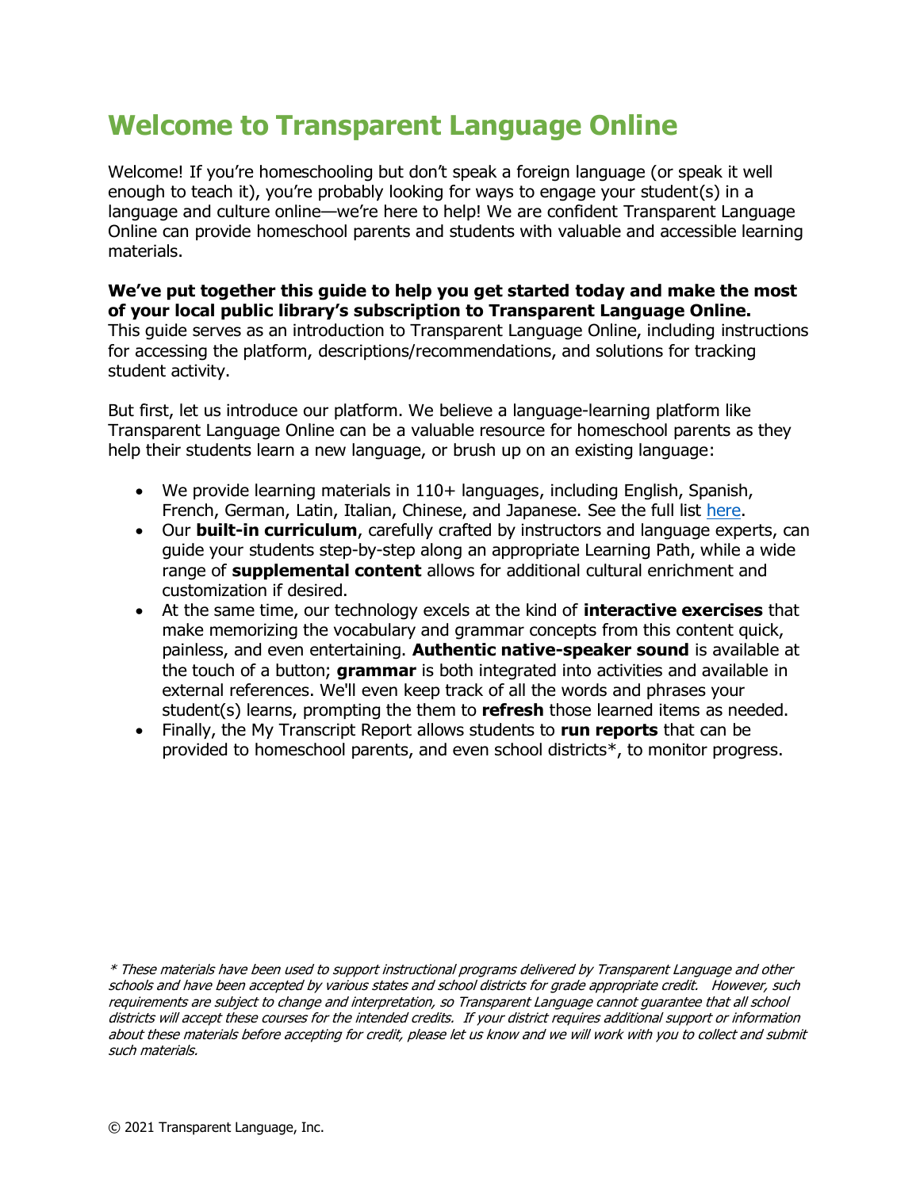# Welcome to Transparent Language Online

Welcome! If you're homeschooling but don't speak a foreign language (or speak it well enough to teach it), you're probably looking for ways to engage your student(s) in a language and culture online—we're here to help! We are confident Transparent Language Online can provide homeschool parents and students with valuable and accessible learning materials.

**We've put together this guide to help you get started today and make the most of your local public library's subscription to Transparent Language Online.** This guide serves as an introduction to Transparent Language Online, including instructions for accessing the platform, descriptions/recommendations, and solutions for tracking student activity.

But first, let us introduce our platform. We believe a language-learning platform like Transparent Language Online can be a valuable resource for homeschool parents as they help their students learn a new language, or brush up on an existing language:

- We provide learning materials in 110+ languages, including English, Spanish, French, German, Latin, Italian, Chinese, and Japanese. See the full list [here](#).
- Our **built-in curriculum**, carefully crafted by instructors and language experts, can guide your students step-by-step along an appropriate Learning Path, while a wide range of **supplemental content** allows for additional cultural enrichment and customization if desired.
- At the same time, our technology excels at the kind of **interactive exercises** that make memorizing the vocabulary and grammar concepts from this content quick, painless, and even entertaining. **Authentic native-speaker sound** is available at the touch of a button; **grammar** is both integrated into activities and available in external references. We'll even keep track of all the words and phrases your student(s) learns, prompting the them to **refresh** those learned items as needed.
- Finally, the My Transcript Report allows students to **run reports** that can be provided to homeschool parents, and even school districts*, to monitor progress.

*\* These materials have been used to support instructional programs delivered by Transparent Language and other schools and have been accepted by various states and school districts for grade appropriate credit. However, such requirements are subject to change and interpretation, so Transparent Language cannot guarantee that all school districts will accept these courses for the intended credits. If your district requires additional support or information about these materials before accepting for credit, please let us know and we will work with you to collect and submit such materials.*

© 2021 Transparent Language, Inc.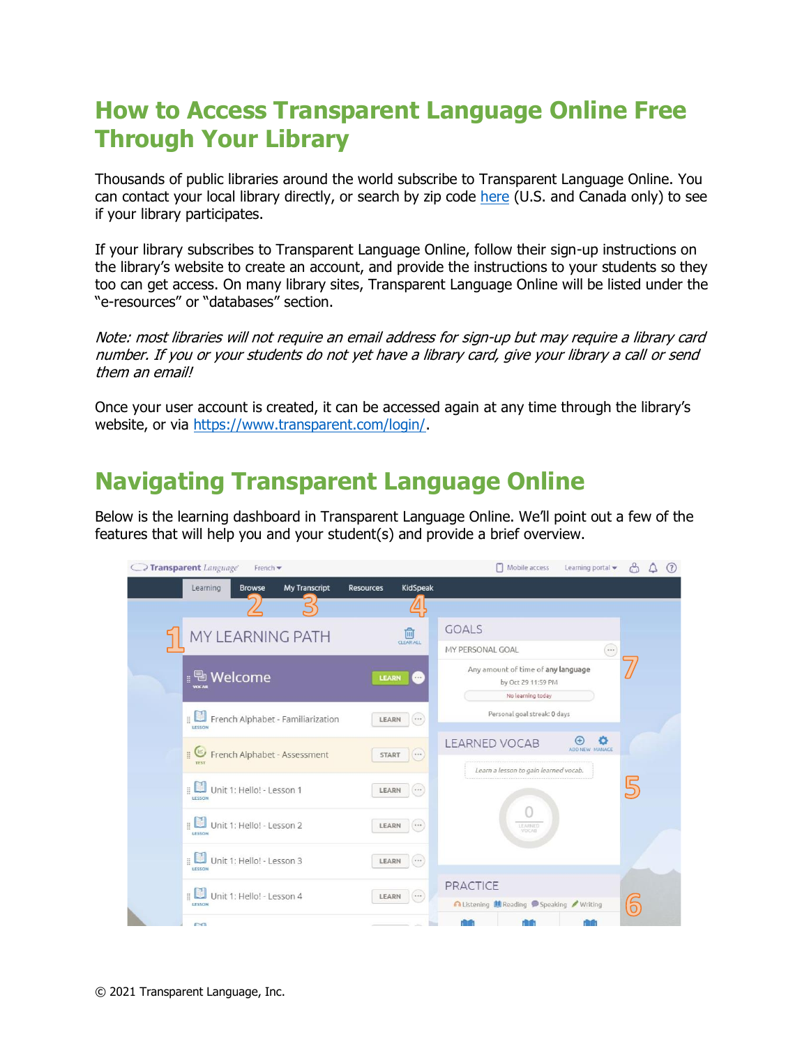# How to Access Transparent Language Online Free Through Your Library

Thousands of public libraries around the world subscribe to Transparent Language Online. You can contact your local library directly, or search by zip code [here](#) (U.S. and Canada only) to see if your library participates.

If your library subscribes to Transparent Language Online, follow their sign-up instructions on the library's website to create an account, and provide the instructions to your students so they too can get access. On many library sites, Transparent Language Online will be listed under the "e-resources" or "databases" section.

*Note: most libraries will not require an email address for sign-up but may require a library card number. If you or your students do not yet have a library card, give your library a call or send them an email!*

Once your user account is created, it can be accessed again at any time through the library's website, or via https://www.transparent.com/login/.

# Navigating Transparent Language Online

Below is the learning dashboard in Transparent Language Online. We'll point out a few of the features that will help you and your student(s) and provide a brief overview.

Transparent Language  French  Mobile access  Learning portal

Learning  Browse  My Transcript  Resources  KidSpeak

2  3  4

1 MY LEARNING PATH  CLEAR ALL

Welcome  LEARN

French Alphabet - Familiarization  LEARN

French Alphabet - Assessment  START

Unit 1: Hello! - Lesson 1  LEARN

Unit 1: Hello! - Lesson 2  LEARN

Unit 1: Hello! - Lesson 3  LEARN

Unit 1: Hello! - Lesson 4  LEARN

GOALS

MY PERSONAL GOAL

Any amount of time of any language by Oct 29 11:59 PM

No learning today

Personal goal streak: 0 days

7

LEARNED VOCAB  ADD NEW  MANAGE

Learn a lesson to gain learned vocab.

0 LEARNED VOCAB

5

PRACTICE

Listening  Reading  Speaking  Writing

6

© 2021 Transparent Language, Inc.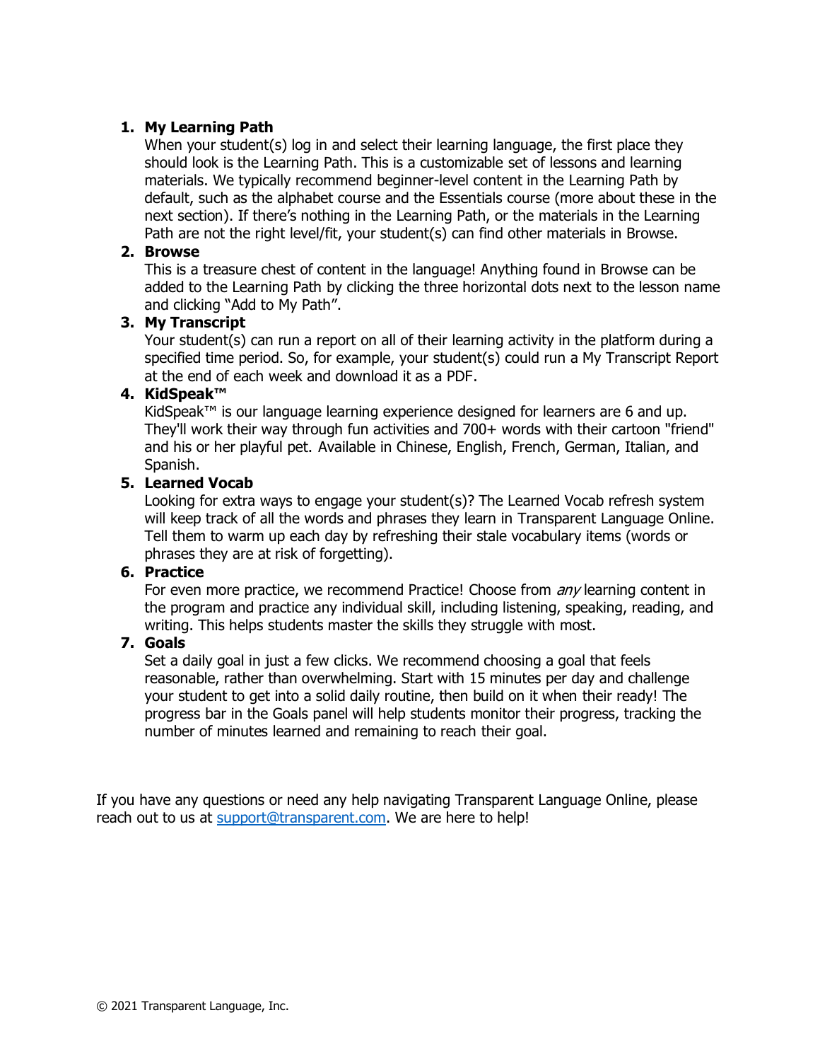1. **My Learning Path**
   When your student(s) log in and select their learning language, the first place they should look is the Learning Path. This is a customizable set of lessons and learning materials. We typically recommend beginner-level content in the Learning Path by default, such as the alphabet course and the Essentials course (more about these in the next section). If there's nothing in the Learning Path, or the materials in the Learning Path are not the right level/fit, your student(s) can find other materials in Browse.

2. **Browse**
   This is a treasure chest of content in the language! Anything found in Browse can be added to the Learning Path by clicking the three horizontal dots next to the lesson name and clicking "Add to My Path".

3. **My Transcript**
   Your student(s) can run a report on all of their learning activity in the platform during a specified time period. So, for example, your student(s) could run a My Transcript Report at the end of each week and download it as a PDF.

4. **KidSpeak™**
   KidSpeak™ is our language learning experience designed for learners are 6 and up. They'll work their way through fun activities and 700+ words with their cartoon "friend" and his or her playful pet. Available in Chinese, English, French, German, Italian, and Spanish.

5. **Learned Vocab**
   Looking for extra ways to engage your student(s)? The Learned Vocab refresh system will keep track of all the words and phrases they learn in Transparent Language Online. Tell them to warm up each day by refreshing their stale vocabulary items (words or phrases they are at risk of forgetting).

6. **Practice**
   For even more practice, we recommend Practice! Choose from *any* learning content in the program and practice any individual skill, including listening, speaking, reading, and writing. This helps students master the skills they struggle with most.

7. **Goals**
   Set a daily goal in just a few clicks. We recommend choosing a goal that feels reasonable, rather than overwhelming. Start with 15 minutes per day and challenge your student to get into a solid daily routine, then build on it when their ready! The progress bar in the Goals panel will help students monitor their progress, tracking the number of minutes learned and remaining to reach their goal.

If you have any questions or need any help navigating Transparent Language Online, please reach out to us at support@transparent.com. We are here to help!

© 2021 Transparent Language, Inc.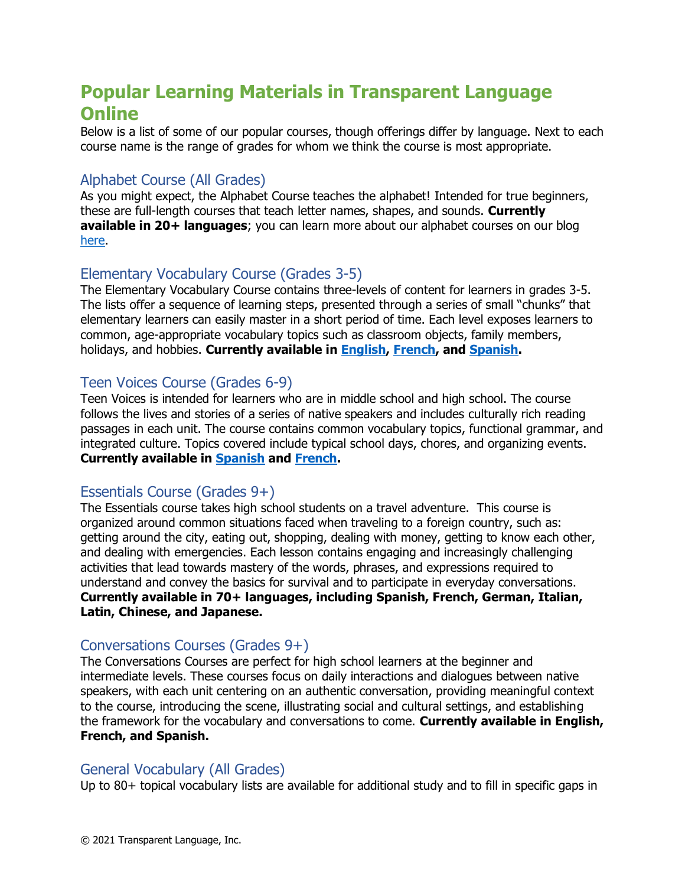# Popular Learning Materials in Transparent Language Online

Below is a list of some of our popular courses, though offerings differ by language. Next to each course name is the range of grades for whom we think the course is most appropriate.

## Alphabet Course (All Grades)

As you might expect, the Alphabet Course teaches the alphabet! Intended for true beginners, these are full-length courses that teach letter names, shapes, and sounds. **Currently available in 20+ languages**; you can learn more about our alphabet courses on our blog here.

## Elementary Vocabulary Course (Grades 3-5)

The Elementary Vocabulary Course contains three-levels of content for learners in grades 3-5. The lists offer a sequence of learning steps, presented through a series of small "chunks" that elementary learners can easily master in a short period of time. Each level exposes learners to common, age-appropriate vocabulary topics such as classroom objects, family members, holidays, and hobbies. **Currently available in English, French, and Spanish.**

## Teen Voices Course (Grades 6-9)

Teen Voices is intended for learners who are in middle school and high school. The course follows the lives and stories of a series of native speakers and includes culturally rich reading passages in each unit. The course contains common vocabulary topics, functional grammar, and integrated culture. Topics covered include typical school days, chores, and organizing events. **Currently available in Spanish and French.**

## Essentials Course (Grades 9+)

The Essentials course takes high school students on a travel adventure. This course is organized around common situations faced when traveling to a foreign country, such as: getting around the city, eating out, shopping, dealing with money, getting to know each other, and dealing with emergencies. Each lesson contains engaging and increasingly challenging activities that lead towards mastery of the words, phrases, and expressions required to understand and convey the basics for survival and to participate in everyday conversations. **Currently available in 70+ languages, including Spanish, French, German, Italian, Latin, Chinese, and Japanese.**

## Conversations Courses (Grades 9+)

The Conversations Courses are perfect for high school learners at the beginner and intermediate levels. These courses focus on daily interactions and dialogues between native speakers, with each unit centering on an authentic conversation, providing meaningful context to the course, introducing the scene, illustrating social and cultural settings, and establishing the framework for the vocabulary and conversations to come. **Currently available in English, French, and Spanish.**

## General Vocabulary (All Grades)

Up to 80+ topical vocabulary lists are available for additional study and to fill in specific gaps in

© 2021 Transparent Language, Inc.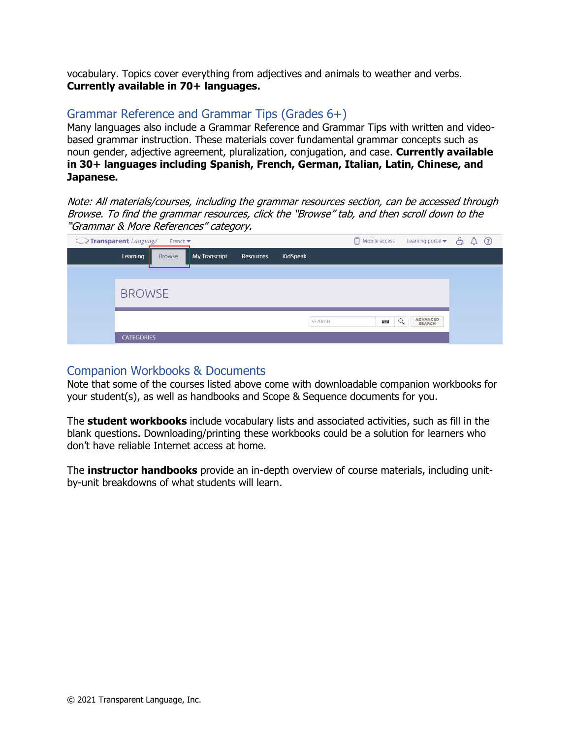vocabulary. Topics cover everything from adjectives and animals to weather and verbs. **Currently available in 70+ languages.**

## Grammar Reference and Grammar Tips (Grades 6+)

Many languages also include a Grammar Reference and Grammar Tips with written and video-based grammar instruction. These materials cover fundamental grammar concepts such as noun gender, adjective agreement, pluralization, conjugation, and case. **Currently available in 30+ languages including Spanish, French, German, Italian, Latin, Chinese, and Japanese.**

*Note: All materials/courses, including the grammar resources section, can be accessed through Browse. To find the grammar resources, click the "Browse" tab, and then scroll down to the "Grammar & More References" category.*

Transparent Language French Mobile access Learning portal

Learning Browse My Transcript Resources KidSpeak

BROWSE

SEARCH ADVANCED SEARCH

CATEGORIES

## Companion Workbooks & Documents

Note that some of the courses listed above come with downloadable companion workbooks for your student(s), as well as handbooks and Scope & Sequence documents for you.

The **student workbooks** include vocabulary lists and associated activities, such as fill in the blank questions. Downloading/printing these workbooks could be a solution for learners who don't have reliable Internet access at home.

The **instructor handbooks** provide an in-depth overview of course materials, including unit-by-unit breakdowns of what students will learn.

© 2021 Transparent Language, Inc.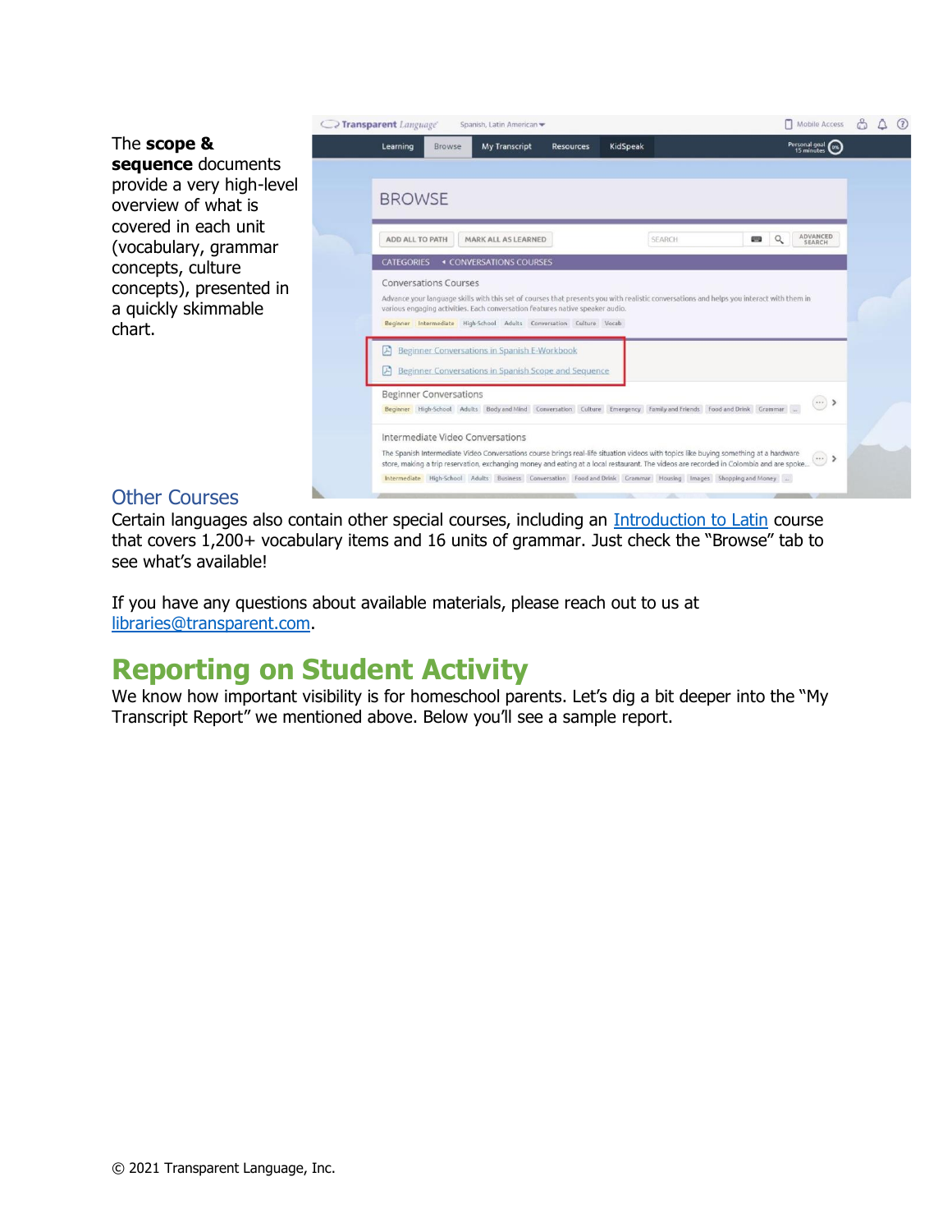The **scope & sequence** documents provide a very high-level overview of what is covered in each unit (vocabulary, grammar concepts, culture concepts), presented in a quickly skimmable chart.

## Other Courses

Certain languages also contain other special courses, including an Introduction to Latin course that covers 1,200+ vocabulary items and 16 units of grammar. Just check the "Browse" tab to see what's available!

If you have any questions about available materials, please reach out to us at libraries@transparent.com.

# Reporting on Student Activity

We know how important visibility is for homeschool parents. Let's dig a bit deeper into the "My Transcript Report" we mentioned above. Below you'll see a sample report.

© 2021 Transparent Language, Inc.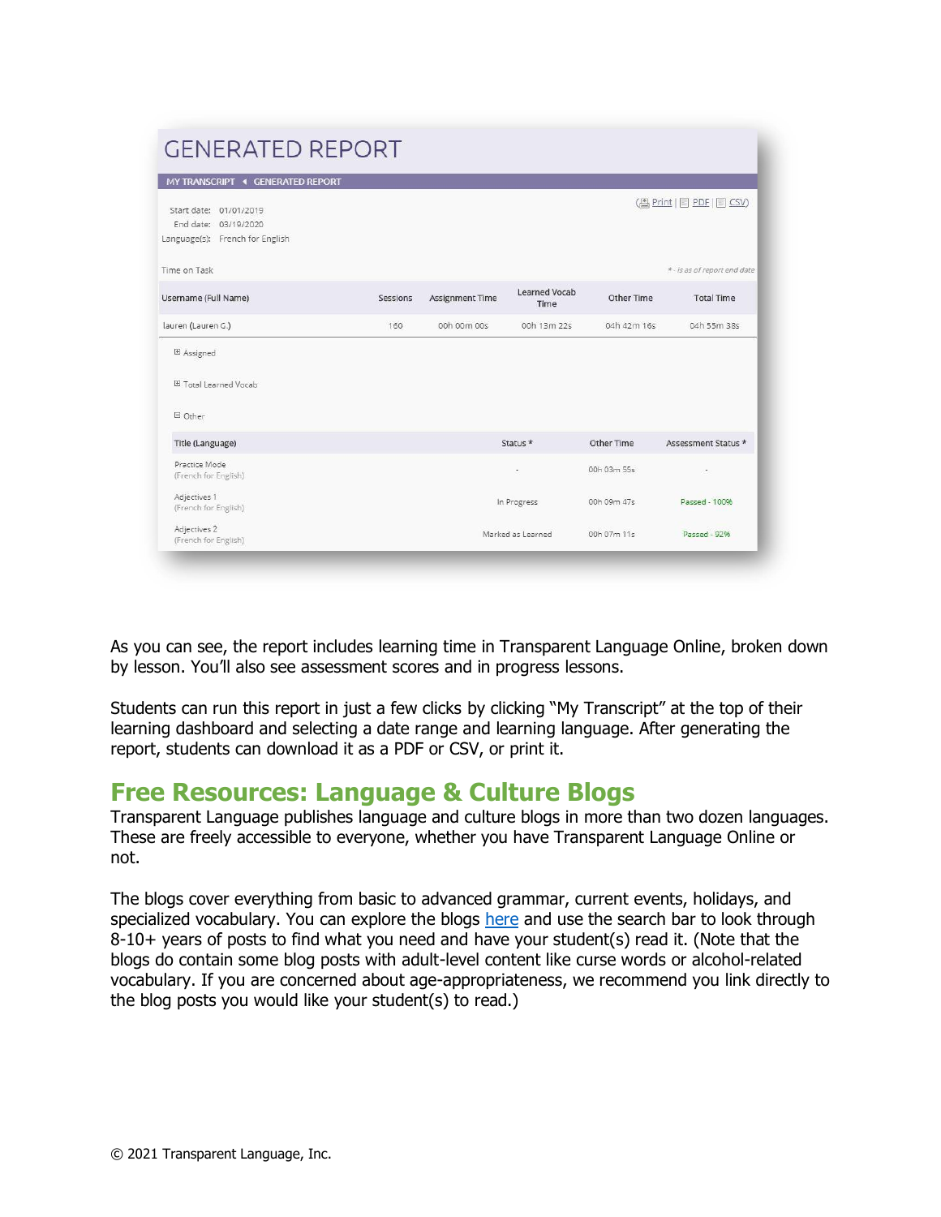# GENERATED REPORT

MY TRANSCRIPT ◂ GENERATED REPORT

(Print | PDF | CSV)

Start date: 01/01/2019
End date: 03/19/2020
Language(s): French for English

Time on Task

* - is as of report end date

| Username (Full Name) | Sessions | Assignment Time | Learned Vocab Time | Other Time | Total Time |
|---|---|---|---|---|---|
| lauren (Lauren G.) | 160 | 00h 00m 00s | 00h 13m 22s | 04h 42m 16s | 04h 55m 38s |

⊞ Assigned

⊞ Total Learned Vocab

⊟ Other

| Title (Language) | Status * | Other Time | Assessment Status * |
|---|---|---|---|
| Practice Mode (French for English) | - | 00h 03m 55s | - |
| Adjectives 1 (French for English) | In Progress | 00h 09m 47s | Passed - 100% |
| Adjectives 2 (French for English) | Marked as Learned | 00h 07m 11s | Passed - 92% |

As you can see, the report includes learning time in Transparent Language Online, broken down by lesson. You'll also see assessment scores and in progress lessons.

Students can run this report in just a few clicks by clicking "My Transcript" at the top of their learning dashboard and selecting a date range and learning language. After generating the report, students can download it as a PDF or CSV, or print it.

## Free Resources: Language & Culture Blogs

Transparent Language publishes language and culture blogs in more than two dozen languages. These are freely accessible to everyone, whether you have Transparent Language Online or not.

The blogs cover everything from basic to advanced grammar, current events, holidays, and specialized vocabulary. You can explore the blogs here and use the search bar to look through 8-10+ years of posts to find what you need and have your student(s) read it. (Note that the blogs do contain some blog posts with adult-level content like curse words or alcohol-related vocabulary. If you are concerned about age-appropriateness, we recommend you link directly to the blog posts you would like your student(s) to read.)

© 2021 Transparent Language, Inc.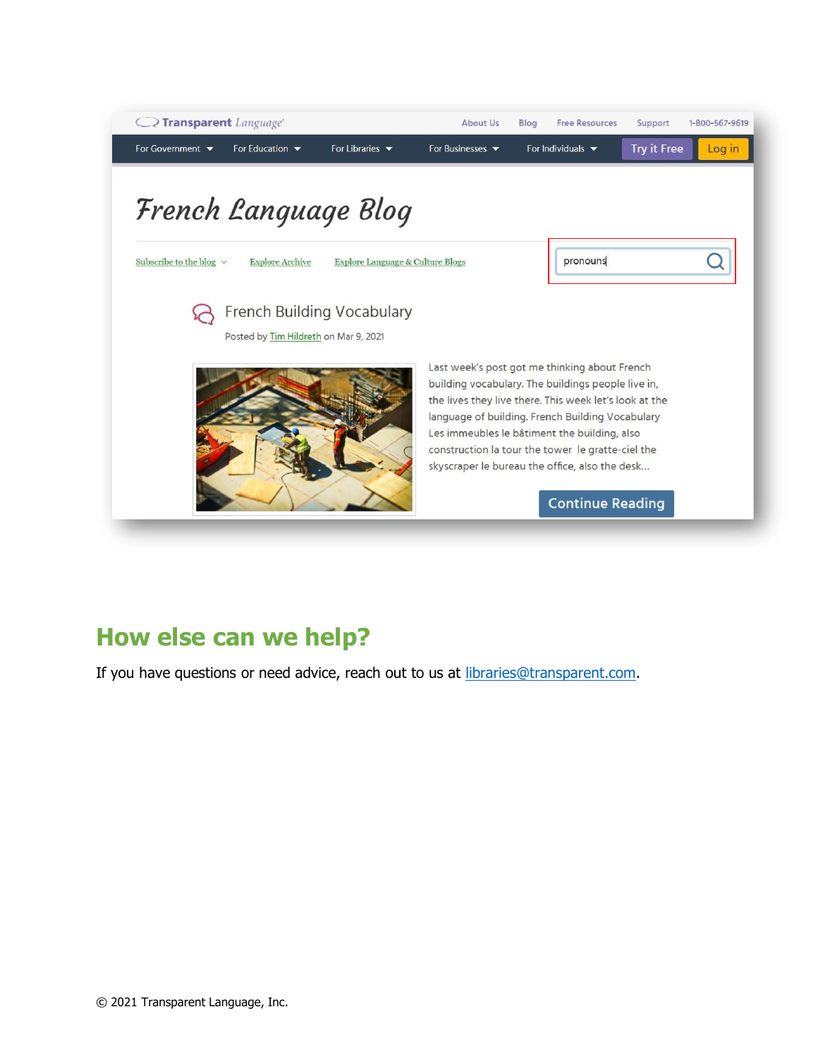## How else can we help?

If you have questions or need advice, reach out to us at libraries@transparent.com.

© 2021 Transparent Language, Inc.